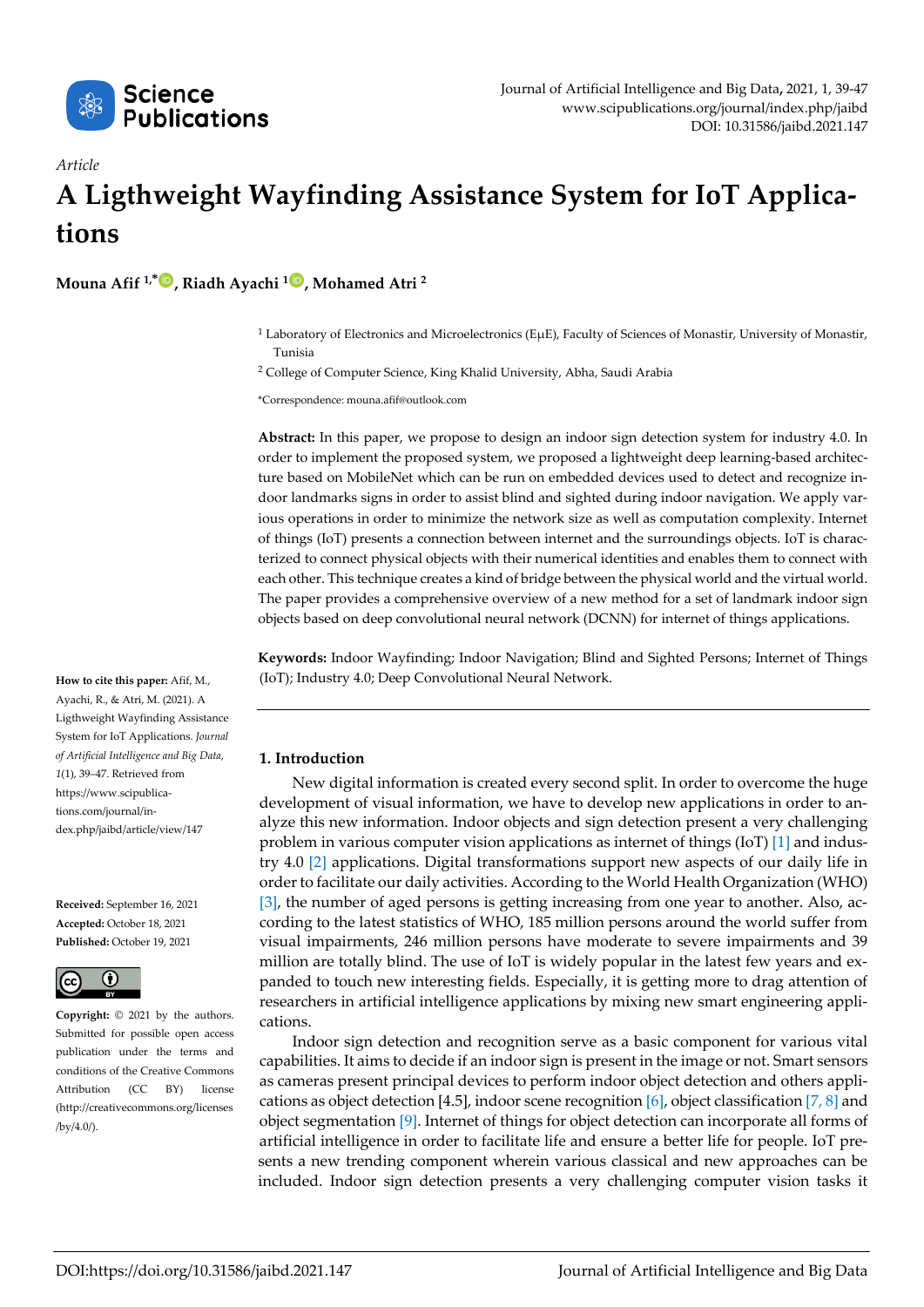*Article*

# A Ligthweight Wayfinding Assistance System for IoT Applications

**Mouna Afif [1,*], Riadh Ayachi [1], Mohamed Atri [2]**

[1] Laboratory of Electronics and Microelectronics (EμE), Faculty of Sciences of Monastir, University of Monastir, Tunisia

[2] College of Computer Science, King Khalid University, Abha, Saudi Arabia

*Correspondence: mouna.afif@outlook.com

**Abstract:** In this paper, we propose to design an indoor sign detection system for industry 4.0. In order to implement the proposed system, we proposed a lightweight deep learning-based architecture based on MobileNet which can be run on embedded devices used to detect and recognize indoor landmarks signs in order to assist blind and sighted during indoor navigation. We apply various operations in order to minimize the network size as well as computation complexity. Internet of things (IoT) presents a connection between internet and the surroundings objects. IoT is characterized to connect physical objects with their numerical identities and enables them to connect with each other. This technique creates a kind of bridge between the physical world and the virtual world. The paper provides a comprehensive overview of a new method for a set of landmark indoor sign objects based on deep convolutional neural network (DCNN) for internet of things applications.

**Keywords:** Indoor Wayfinding; Indoor Navigation; Blind and Sighted Persons; Internet of Things (IoT); Industry 4.0; Deep Convolutional Neural Network.

**How to cite this paper:** Afif, M., Ayachi, R., & Atri, M. (2021). A Ligthweight Wayfinding Assistance System for IoT Applications. *Journal of Artificial Intelligence and Big Data*, *1*(1), 39–47. Retrieved from https://www.scipublications.com/journal/index.php/jaibd/article/view/147

**Received:** September 16, 2021
**Accepted:** October 18, 2021
**Published:** October 19, 2021

**Copyright:** © 2021 by the authors. Submitted for possible open access publication under the terms and conditions of the Creative Commons Attribution (CC BY) license (http://creativecommons.org/licenses/by/4.0/).

## 1. Introduction

New digital information is created every second split. In order to overcome the huge development of visual information, we have to develop new applications in order to analyze this new information. Indoor objects and sign detection present a very challenging problem in various computer vision applications as internet of things (IoT) [1] and industry 4.0 [2] applications. Digital transformations support new aspects of our daily life in order to facilitate our daily activities. According to the World Health Organization (WHO) [3], the number of aged persons is getting increasing from one year to another. Also, according to the latest statistics of WHO, 185 million persons around the world suffer from visual impairments, 246 million persons have moderate to severe impairments and 39 million are totally blind. The use of IoT is widely popular in the latest few years and expanded to touch new interesting fields. Especially, it is getting more to drag attention of researchers in artificial intelligence applications by mixing new smart engineering applications.

Indoor sign detection and recognition serve as a basic component for various vital capabilities. It aims to decide if an indoor sign is present in the image or not. Smart sensors as cameras present principal devices to perform indoor object detection and others applications as object detection [4.5], indoor scene recognition [6], object classification [7, 8] and object segmentation [9]. Internet of things for object detection can incorporate all forms of artificial intelligence in order to facilitate life and ensure a better life for people. IoT presents a new trending component wherein various classical and new approaches can be included. Indoor sign detection presents a very challenging computer vision tasks it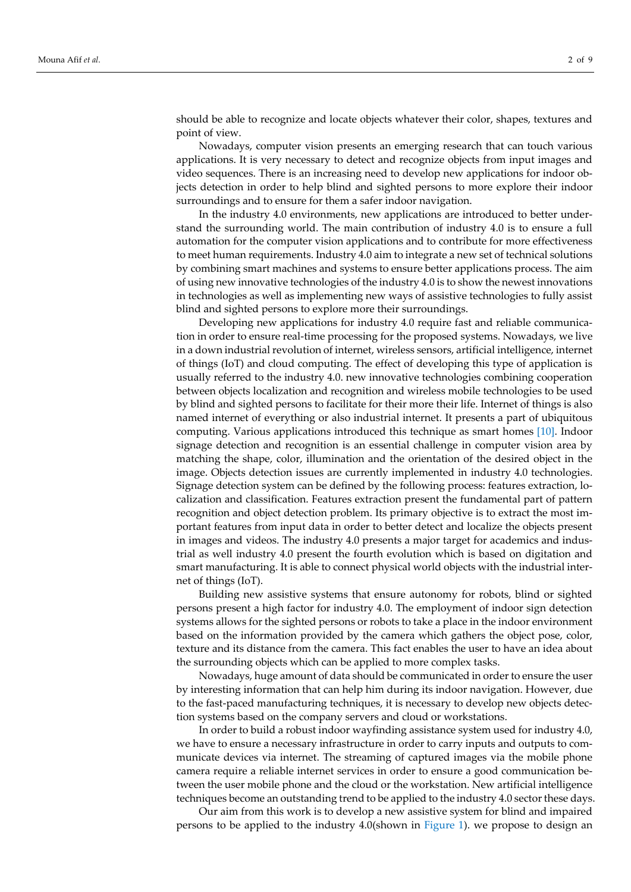should be able to recognize and locate objects whatever their color, shapes, textures and point of view.

Nowadays, computer vision presents an emerging research that can touch various applications. It is very necessary to detect and recognize objects from input images and video sequences. There is an increasing need to develop new applications for indoor objects detection in order to help blind and sighted persons to more explore their indoor surroundings and to ensure for them a safer indoor navigation.

In the industry 4.0 environments, new applications are introduced to better understand the surrounding world. The main contribution of industry 4.0 is to ensure a full automation for the computer vision applications and to contribute for more effectiveness to meet human requirements. Industry 4.0 aim to integrate a new set of technical solutions by combining smart machines and systems to ensure better applications process. The aim of using new innovative technologies of the industry 4.0 is to show the newest innovations in technologies as well as implementing new ways of assistive technologies to fully assist blind and sighted persons to explore more their surroundings.

Developing new applications for industry 4.0 require fast and reliable communication in order to ensure real-time processing for the proposed systems. Nowadays, we live in a down industrial revolution of internet, wireless sensors, artificial intelligence, internet of things (IoT) and cloud computing. The effect of developing this type of application is usually referred to the industry 4.0. new innovative technologies combining cooperation between objects localization and recognition and wireless mobile technologies to be used by blind and sighted persons to facilitate for their more their life. Internet of things is also named internet of everything or also industrial internet. It presents a part of ubiquitous computing. Various applications introduced this technique as smart homes [10]. Indoor signage detection and recognition is an essential challenge in computer vision area by matching the shape, color, illumination and the orientation of the desired object in the image. Objects detection issues are currently implemented in industry 4.0 technologies. Signage detection system can be defined by the following process: features extraction, localization and classification. Features extraction present the fundamental part of pattern recognition and object detection problem. Its primary objective is to extract the most important features from input data in order to better detect and localize the objects present in images and videos. The industry 4.0 presents a major target for academics and industrial as well industry 4.0 present the fourth evolution which is based on digitation and smart manufacturing. It is able to connect physical world objects with the industrial internet of things (IoT).

Building new assistive systems that ensure autonomy for robots, blind or sighted persons present a high factor for industry 4.0. The employment of indoor sign detection systems allows for the sighted persons or robots to take a place in the indoor environment based on the information provided by the camera which gathers the object pose, color, texture and its distance from the camera. This fact enables the user to have an idea about the surrounding objects which can be applied to more complex tasks.

Nowadays, huge amount of data should be communicated in order to ensure the user by interesting information that can help him during its indoor navigation. However, due to the fast-paced manufacturing techniques, it is necessary to develop new objects detection systems based on the company servers and cloud or workstations.

In order to build a robust indoor wayfinding assistance system used for industry 4.0, we have to ensure a necessary infrastructure in order to carry inputs and outputs to communicate devices via internet. The streaming of captured images via the mobile phone camera require a reliable internet services in order to ensure a good communication between the user mobile phone and the cloud or the workstation. New artificial intelligence techniques become an outstanding trend to be applied to the industry 4.0 sector these days.

Our aim from this work is to develop a new assistive system for blind and impaired persons to be applied to the industry 4.0(shown in Figure 1). we propose to design an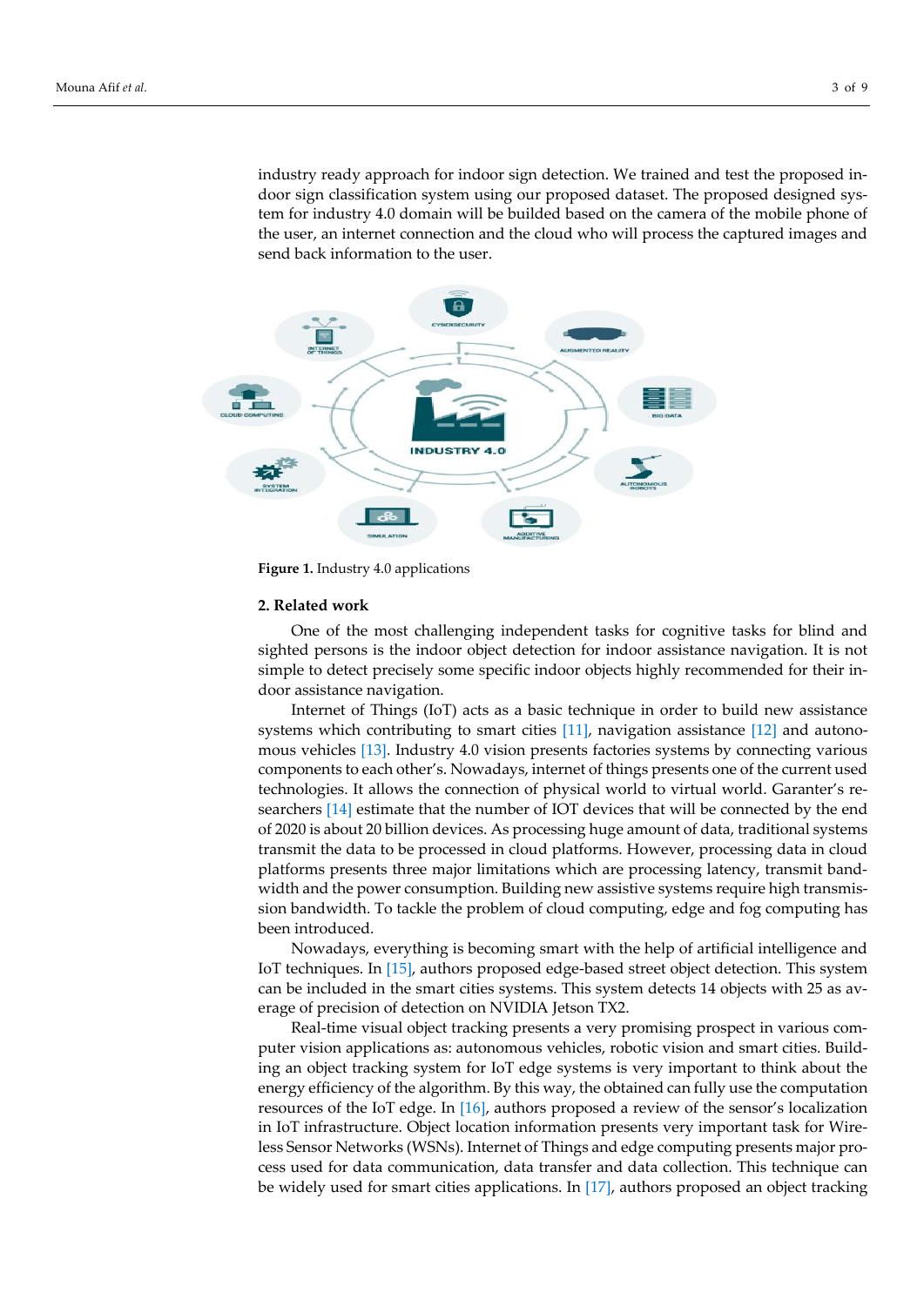industry ready approach for indoor sign detection. We trained and test the proposed indoor sign classification system using our proposed dataset. The proposed designed system for industry 4.0 domain will be builded based on the camera of the mobile phone of the user, an internet connection and the cloud who will process the captured images and send back information to the user.

**Figure 1.** Industry 4.0 applications

## 2. Related work

One of the most challenging independent tasks for cognitive tasks for blind and sighted persons is the indoor object detection for indoor assistance navigation. It is not simple to detect precisely some specific indoor objects highly recommended for their indoor assistance navigation.

Internet of Things (IoT) acts as a basic technique in order to build new assistance systems which contributing to smart cities [11], navigation assistance [12] and autonomous vehicles [13]. Industry 4.0 vision presents factories systems by connecting various components to each other's. Nowadays, internet of things presents one of the current used technologies. It allows the connection of physical world to virtual world. Garanter's researchers [14] estimate that the number of IOT devices that will be connected by the end of 2020 is about 20 billion devices. As processing huge amount of data, traditional systems transmit the data to be processed in cloud platforms. However, processing data in cloud platforms presents three major limitations which are processing latency, transmit bandwidth and the power consumption. Building new assistive systems require high transmission bandwidth. To tackle the problem of cloud computing, edge and fog computing has been introduced.

Nowadays, everything is becoming smart with the help of artificial intelligence and IoT techniques. In [15], authors proposed edge-based street object detection. This system can be included in the smart cities systems. This system detects 14 objects with 25 as average of precision of detection on NVIDIA Jetson TX2.

Real-time visual object tracking presents a very promising prospect in various computer vision applications as: autonomous vehicles, robotic vision and smart cities. Building an object tracking system for IoT edge systems is very important to think about the energy efficiency of the algorithm. By this way, the obtained can fully use the computation resources of the IoT edge. In [16], authors proposed a review of the sensor's localization in IoT infrastructure. Object location information presents very important task for Wireless Sensor Networks (WSNs). Internet of Things and edge computing presents major process used for data communication, data transfer and data collection. This technique can be widely used for smart cities applications. In [17], authors proposed an object tracking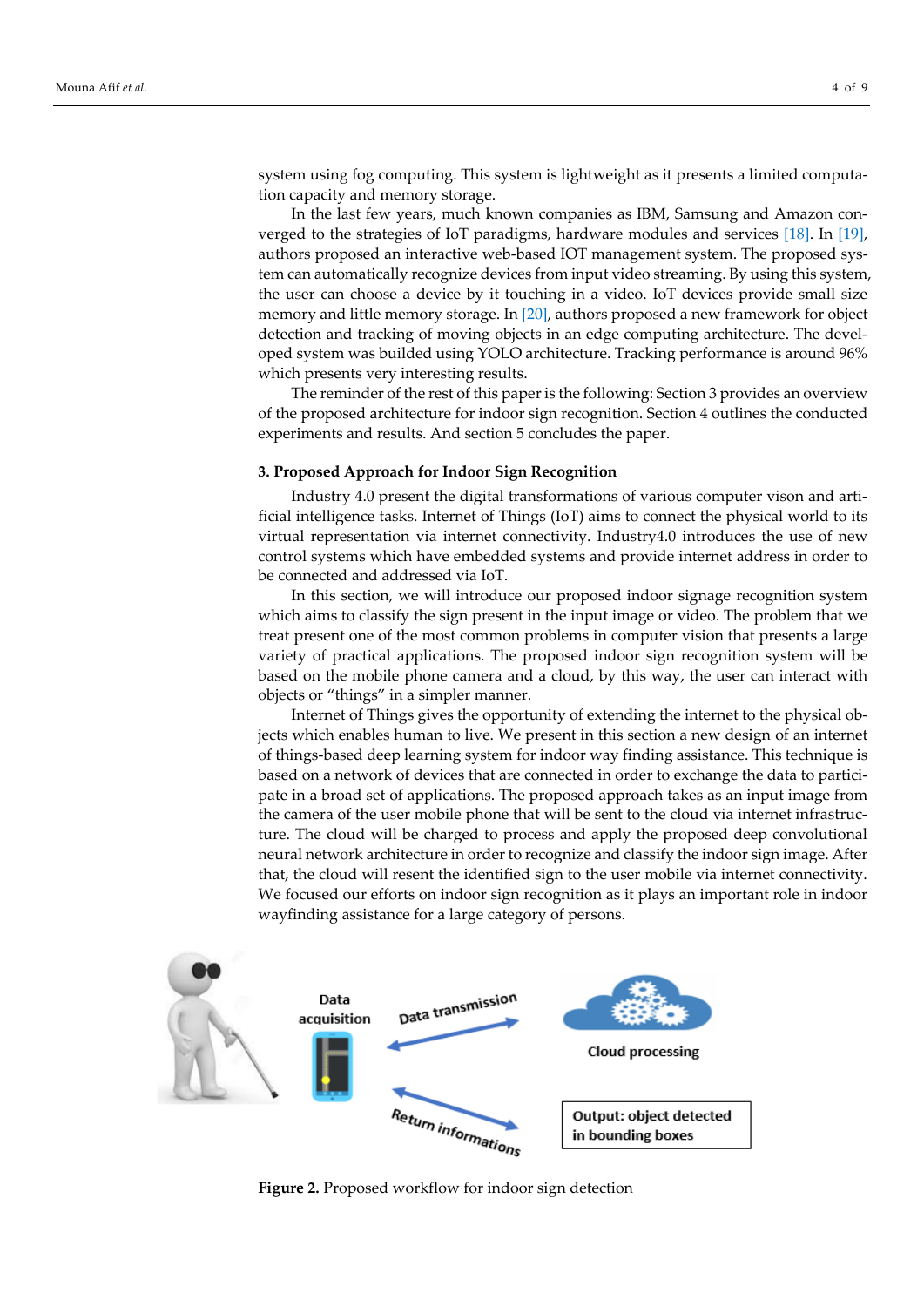system using fog computing. This system is lightweight as it presents a limited computation capacity and memory storage.

In the last few years, much known companies as IBM, Samsung and Amazon converged to the strategies of IoT paradigms, hardware modules and services [18]. In [19], authors proposed an interactive web-based IOT management system. The proposed system can automatically recognize devices from input video streaming. By using this system, the user can choose a device by it touching in a video. IoT devices provide small size memory and little memory storage. In [20], authors proposed a new framework for object detection and tracking of moving objects in an edge computing architecture. The developed system was builded using YOLO architecture. Tracking performance is around 96% which presents very interesting results.

The reminder of the rest of this paper is the following: Section 3 provides an overview of the proposed architecture for indoor sign recognition. Section 4 outlines the conducted experiments and results. And section 5 concludes the paper.

## 3. Proposed Approach for Indoor Sign Recognition

Industry 4.0 present the digital transformations of various computer vison and artificial intelligence tasks. Internet of Things (IoT) aims to connect the physical world to its virtual representation via internet connectivity. Industry4.0 introduces the use of new control systems which have embedded systems and provide internet address in order to be connected and addressed via IoT.

In this section, we will introduce our proposed indoor signage recognition system which aims to classify the sign present in the input image or video. The problem that we treat present one of the most common problems in computer vision that presents a large variety of practical applications. The proposed indoor sign recognition system will be based on the mobile phone camera and a cloud, by this way, the user can interact with objects or "things" in a simpler manner.

Internet of Things gives the opportunity of extending the internet to the physical objects which enables human to live. We present in this section a new design of an internet of things-based deep learning system for indoor way finding assistance. This technique is based on a network of devices that are connected in order to exchange the data to participate in a broad set of applications. The proposed approach takes as an input image from the camera of the user mobile phone that will be sent to the cloud via internet infrastructure. The cloud will be charged to process and apply the proposed deep convolutional neural network architecture in order to recognize and classify the indoor sign image. After that, the cloud will resent the identified sign to the user mobile via internet connectivity. We focused our efforts on indoor sign recognition as it plays an important role in indoor wayfinding assistance for a large category of persons.

Data acquisition

Data transmission

Cloud processing

Return informations

Output: object detected in bounding boxes

**Figure 2.** Proposed workflow for indoor sign detection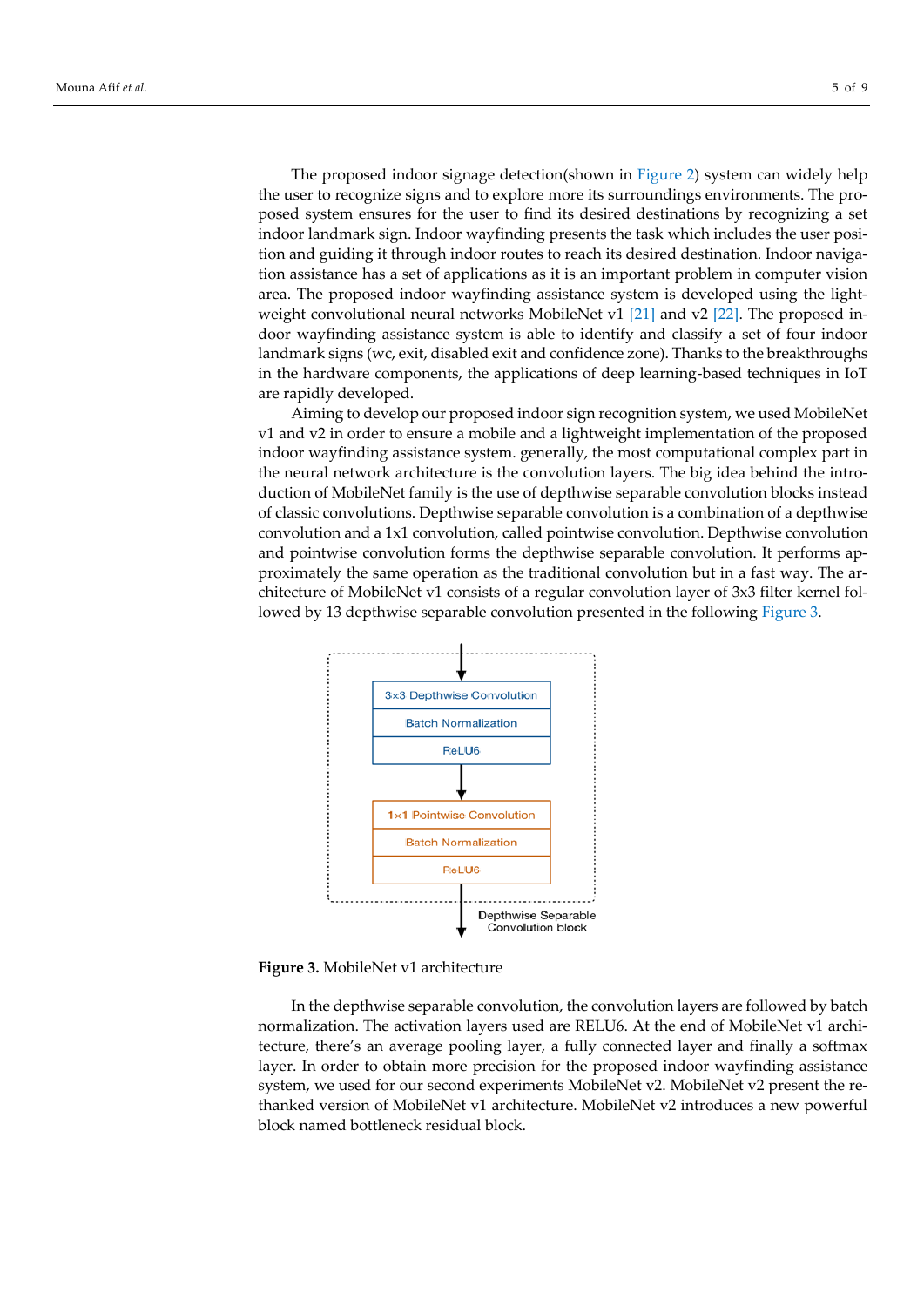The proposed indoor signage detection(shown in Figure 2) system can widely help the user to recognize signs and to explore more its surroundings environments. The proposed system ensures for the user to find its desired destinations by recognizing a set indoor landmark sign. Indoor wayfinding presents the task which includes the user position and guiding it through indoor routes to reach its desired destination. Indoor navigation assistance has a set of applications as it is an important problem in computer vision area. The proposed indoor wayfinding assistance system is developed using the lightweight convolutional neural networks MobileNet v1 [21] and v2 [22]. The proposed indoor wayfinding assistance system is able to identify and classify a set of four indoor landmark signs (wc, exit, disabled exit and confidence zone). Thanks to the breakthroughs in the hardware components, the applications of deep learning-based techniques in IoT are rapidly developed.

Aiming to develop our proposed indoor sign recognition system, we used MobileNet v1 and v2 in order to ensure a mobile and a lightweight implementation of the proposed indoor wayfinding assistance system. generally, the most computational complex part in the neural network architecture is the convolution layers. The big idea behind the introduction of MobileNet family is the use of depthwise separable convolution blocks instead of classic convolutions. Depthwise separable convolution is a combination of a depthwise convolution and a 1x1 convolution, called pointwise convolution. Depthwise convolution and pointwise convolution forms the depthwise separable convolution. It performs approximately the same operation as the traditional convolution but in a fast way. The architecture of MobileNet v1 consists of a regular convolution layer of 3x3 filter kernel followed by 13 depthwise separable convolution presented in the following Figure 3.

**Figure 3.** MobileNet v1 architecture

In the depthwise separable convolution, the convolution layers are followed by batch normalization. The activation layers used are RELU6. At the end of MobileNet v1 architecture, there's an average pooling layer, a fully connected layer and finally a softmax layer. In order to obtain more precision for the proposed indoor wayfinding assistance system, we used for our second experiments MobileNet v2. MobileNet v2 present the rethanked version of MobileNet v1 architecture. MobileNet v2 introduces a new powerful block named bottleneck residual block.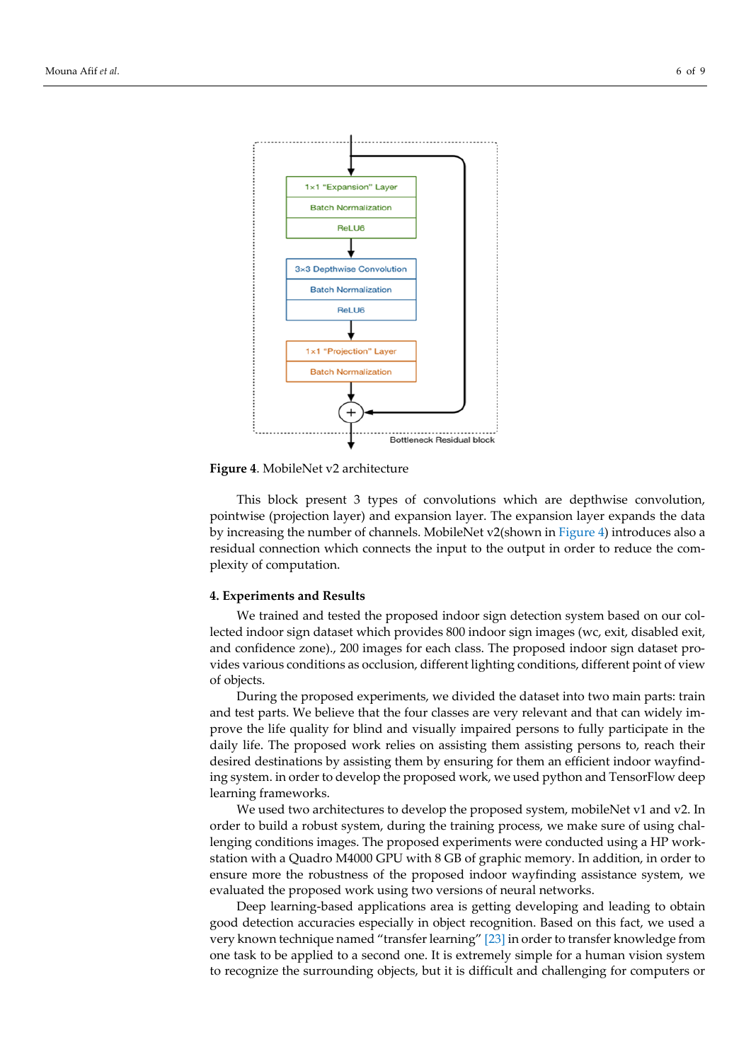**Figure 4**. MobileNet v2 architecture

This block present 3 types of convolutions which are depthwise convolution, pointwise (projection layer) and expansion layer. The expansion layer expands the data by increasing the number of channels. MobileNet v2(shown in Figure 4) introduces also a residual connection which connects the input to the output in order to reduce the complexity of computation.

## 4. Experiments and Results

We trained and tested the proposed indoor sign detection system based on our collected indoor sign dataset which provides 800 indoor sign images (wc, exit, disabled exit, and confidence zone)., 200 images for each class. The proposed indoor sign dataset provides various conditions as occlusion, different lighting conditions, different point of view of objects.

During the proposed experiments, we divided the dataset into two main parts: train and test parts. We believe that the four classes are very relevant and that can widely improve the life quality for blind and visually impaired persons to fully participate in the daily life. The proposed work relies on assisting them assisting persons to, reach their desired destinations by assisting them by ensuring for them an efficient indoor wayfinding system. in order to develop the proposed work, we used python and TensorFlow deep learning frameworks.

We used two architectures to develop the proposed system, mobileNet v1 and v2. In order to build a robust system, during the training process, we make sure of using challenging conditions images. The proposed experiments were conducted using a HP workstation with a Quadro M4000 GPU with 8 GB of graphic memory. In addition, in order to ensure more the robustness of the proposed indoor wayfinding assistance system, we evaluated the proposed work using two versions of neural networks.

Deep learning-based applications area is getting developing and leading to obtain good detection accuracies especially in object recognition. Based on this fact, we used a very known technique named "transfer learning" [23] in order to transfer knowledge from one task to be applied to a second one. It is extremely simple for a human vision system to recognize the surrounding objects, but it is difficult and challenging for computers or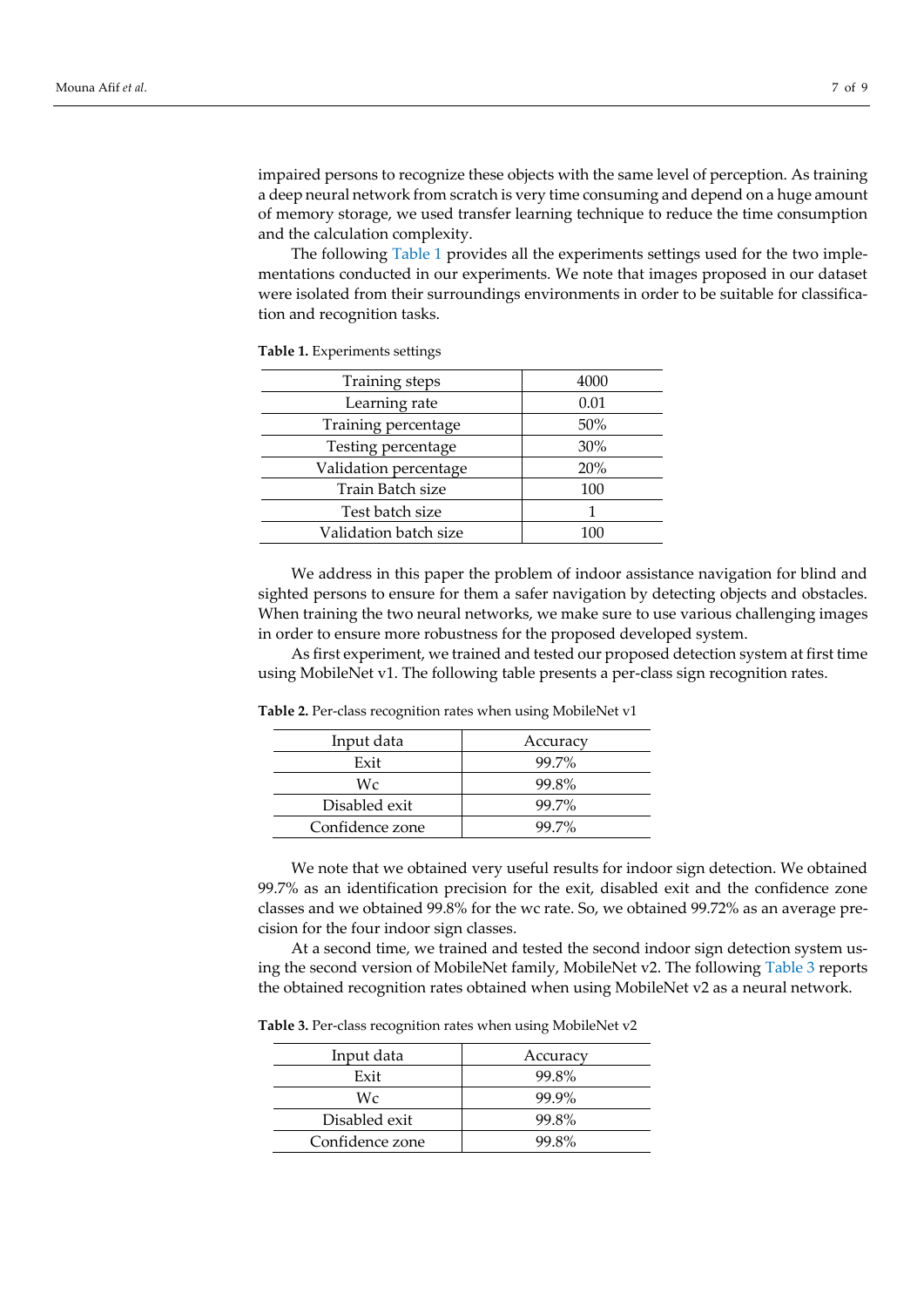impaired persons to recognize these objects with the same level of perception. As training a deep neural network from scratch is very time consuming and depend on a huge amount of memory storage, we used transfer learning technique to reduce the time consumption and the calculation complexity.

The following Table 1 provides all the experiments settings used for the two implementations conducted in our experiments. We note that images proposed in our dataset were isolated from their surroundings environments in order to be suitable for classification and recognition tasks.

**Table 1.** Experiments settings

| Training steps | 4000 |
|---|---|
| Learning rate | 0.01 |
| Training percentage | 50% |
| Testing percentage | 30% |
| Validation percentage | 20% |
| Train Batch size | 100 |
| Test batch size | 1 |
| Validation batch size | 100 |

We address in this paper the problem of indoor assistance navigation for blind and sighted persons to ensure for them a safer navigation by detecting objects and obstacles. When training the two neural networks, we make sure to use various challenging images in order to ensure more robustness for the proposed developed system.

As first experiment, we trained and tested our proposed detection system at first time using MobileNet v1. The following table presents a per-class sign recognition rates.

**Table 2.** Per-class recognition rates when using MobileNet v1

| Input data | Accuracy |
|---|---|
| Exit | 99.7% |
| Wc | 99.8% |
| Disabled exit | 99.7% |
| Confidence zone | 99.7% |

We note that we obtained very useful results for indoor sign detection. We obtained 99.7% as an identification precision for the exit, disabled exit and the confidence zone classes and we obtained 99.8% for the wc rate. So, we obtained 99.72% as an average precision for the four indoor sign classes.

At a second time, we trained and tested the second indoor sign detection system using the second version of MobileNet family, MobileNet v2. The following Table 3 reports the obtained recognition rates obtained when using MobileNet v2 as a neural network.

**Table 3.** Per-class recognition rates when using MobileNet v2

| Input data | Accuracy |
|---|---|
| Exit | 99.8% |
| Wc | 99.9% |
| Disabled exit | 99.8% |
| Confidence zone | 99.8% |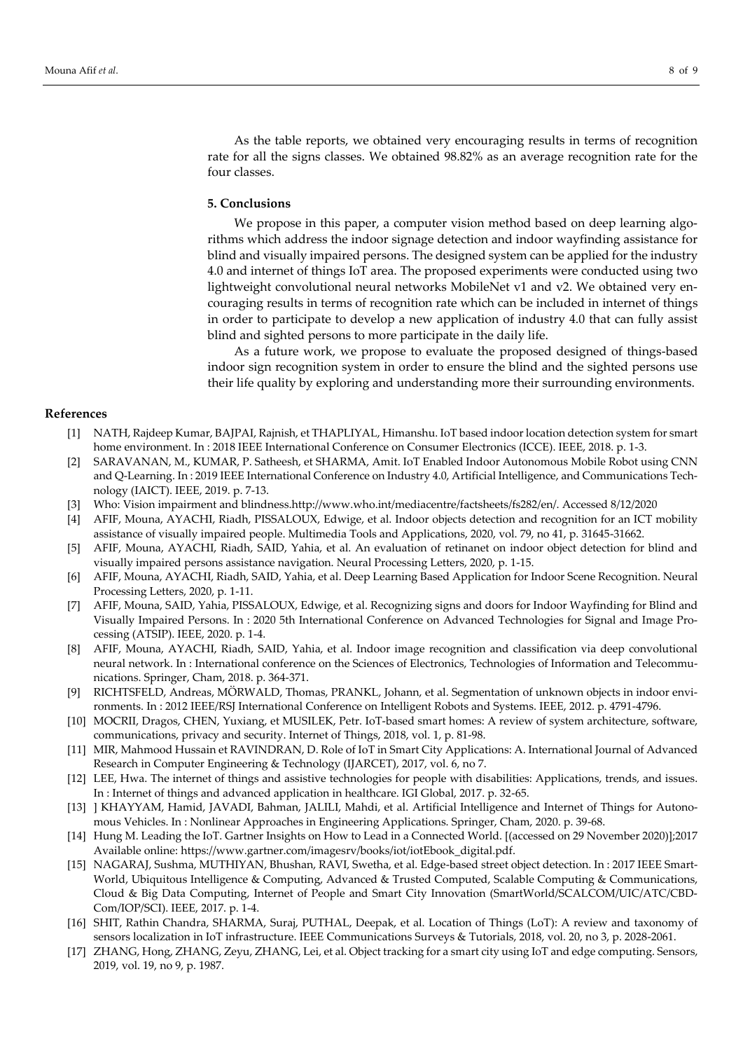As the table reports, we obtained very encouraging results in terms of recognition rate for all the signs classes. We obtained 98.82% as an average recognition rate for the four classes.

## 5. Conclusions

We propose in this paper, a computer vision method based on deep learning algorithms which address the indoor signage detection and indoor wayfinding assistance for blind and visually impaired persons. The designed system can be applied for the industry 4.0 and internet of things IoT area. The proposed experiments were conducted using two lightweight convolutional neural networks MobileNet v1 and v2. We obtained very encouraging results in terms of recognition rate which can be included in internet of things in order to participate to develop a new application of industry 4.0 that can fully assist blind and sighted persons to more participate in the daily life.

As a future work, we propose to evaluate the proposed designed of things-based indoor sign recognition system in order to ensure the blind and the sighted persons use their life quality by exploring and understanding more their surrounding environments.

## References

[1] NATH, Rajdeep Kumar, BAJPAI, Rajnish, et THAPLIYAL, Himanshu. IoT based indoor location detection system for smart home environment. In : 2018 IEEE International Conference on Consumer Electronics (ICCE). IEEE, 2018. p. 1-3.

[2] SARAVANAN, M., KUMAR, P. Satheesh, et SHARMA, Amit. IoT Enabled Indoor Autonomous Mobile Robot using CNN and Q-Learning. In : 2019 IEEE International Conference on Industry 4.0, Artificial Intelligence, and Communications Technology (IAICT). IEEE, 2019. p. 7-13.

[3] Who: Vision impairment and blindness.http://www.who.int/mediacentre/factsheets/fs282/en/. Accessed 8/12/2020

[4] AFIF, Mouna, AYACHI, Riadh, PISSALOUX, Edwige, et al. Indoor objects detection and recognition for an ICT mobility assistance of visually impaired people. Multimedia Tools and Applications, 2020, vol. 79, no 41, p. 31645-31662.

[5] AFIF, Mouna, AYACHI, Riadh, SAID, Yahia, et al. An evaluation of retinanet on indoor object detection for blind and visually impaired persons assistance navigation. Neural Processing Letters, 2020, p. 1-15.

[6] AFIF, Mouna, AYACHI, Riadh, SAID, Yahia, et al. Deep Learning Based Application for Indoor Scene Recognition. Neural Processing Letters, 2020, p. 1-11.

[7] AFIF, Mouna, SAID, Yahia, PISSALOUX, Edwige, et al. Recognizing signs and doors for Indoor Wayfinding for Blind and Visually Impaired Persons. In : 2020 5th International Conference on Advanced Technologies for Signal and Image Processing (ATSIP). IEEE, 2020. p. 1-4.

[8] AFIF, Mouna, AYACHI, Riadh, SAID, Yahia, et al. Indoor image recognition and classification via deep convolutional neural network. In : International conference on the Sciences of Electronics, Technologies of Information and Telecommunications. Springer, Cham, 2018. p. 364-371.

[9] RICHTSFELD, Andreas, MÖRWALD, Thomas, PRANKL, Johann, et al. Segmentation of unknown objects in indoor environments. In : 2012 IEEE/RSJ International Conference on Intelligent Robots and Systems. IEEE, 2012. p. 4791-4796.

[10] MOCRII, Dragos, CHEN, Yuxiang, et MUSILEK, Petr. IoT-based smart homes: A review of system architecture, software, communications, privacy and security. Internet of Things, 2018, vol. 1, p. 81-98.

[11] MIR, Mahmood Hussain et RAVINDRAN, D. Role of IoT in Smart City Applications: A. International Journal of Advanced Research in Computer Engineering & Technology (IJARCET), 2017, vol. 6, no 7.

[12] LEE, Hwa. The internet of things and assistive technologies for people with disabilities: Applications, trends, and issues. In : Internet of things and advanced application in healthcare. IGI Global, 2017. p. 32-65.

[13] ] KHAYYAM, Hamid, JAVADI, Bahman, JALILI, Mahdi, et al. Artificial Intelligence and Internet of Things for Autonomous Vehicles. In : Nonlinear Approaches in Engineering Applications. Springer, Cham, 2020. p. 39-68.

[14] Hung M. Leading the IoT. Gartner Insights on How to Lead in a Connected World. [(accessed on 29 November 2020)];2017 Available online: https://www.gartner.com/imagesrv/books/iot/iotEbook_digital.pdf.

[15] NAGARAJ, Sushma, MUTHIYAN, Bhushan, RAVI, Swetha, et al. Edge-based street object detection. In : 2017 IEEE SmartWorld, Ubiquitous Intelligence & Computing, Advanced & Trusted Computed, Scalable Computing & Communications, Cloud & Big Data Computing, Internet of People and Smart City Innovation (SmartWorld/SCALCOM/UIC/ATC/CBDCom/IOP/SCI). IEEE, 2017. p. 1-4.

[16] SHIT, Rathin Chandra, SHARMA, Suraj, PUTHAL, Deepak, et al. Location of Things (LoT): A review and taxonomy of sensors localization in IoT infrastructure. IEEE Communications Surveys & Tutorials, 2018, vol. 20, no 3, p. 2028-2061.

[17] ZHANG, Hong, ZHANG, Zeyu, ZHANG, Lei, et al. Object tracking for a smart city using IoT and edge computing. Sensors, 2019, vol. 19, no 9, p. 1987.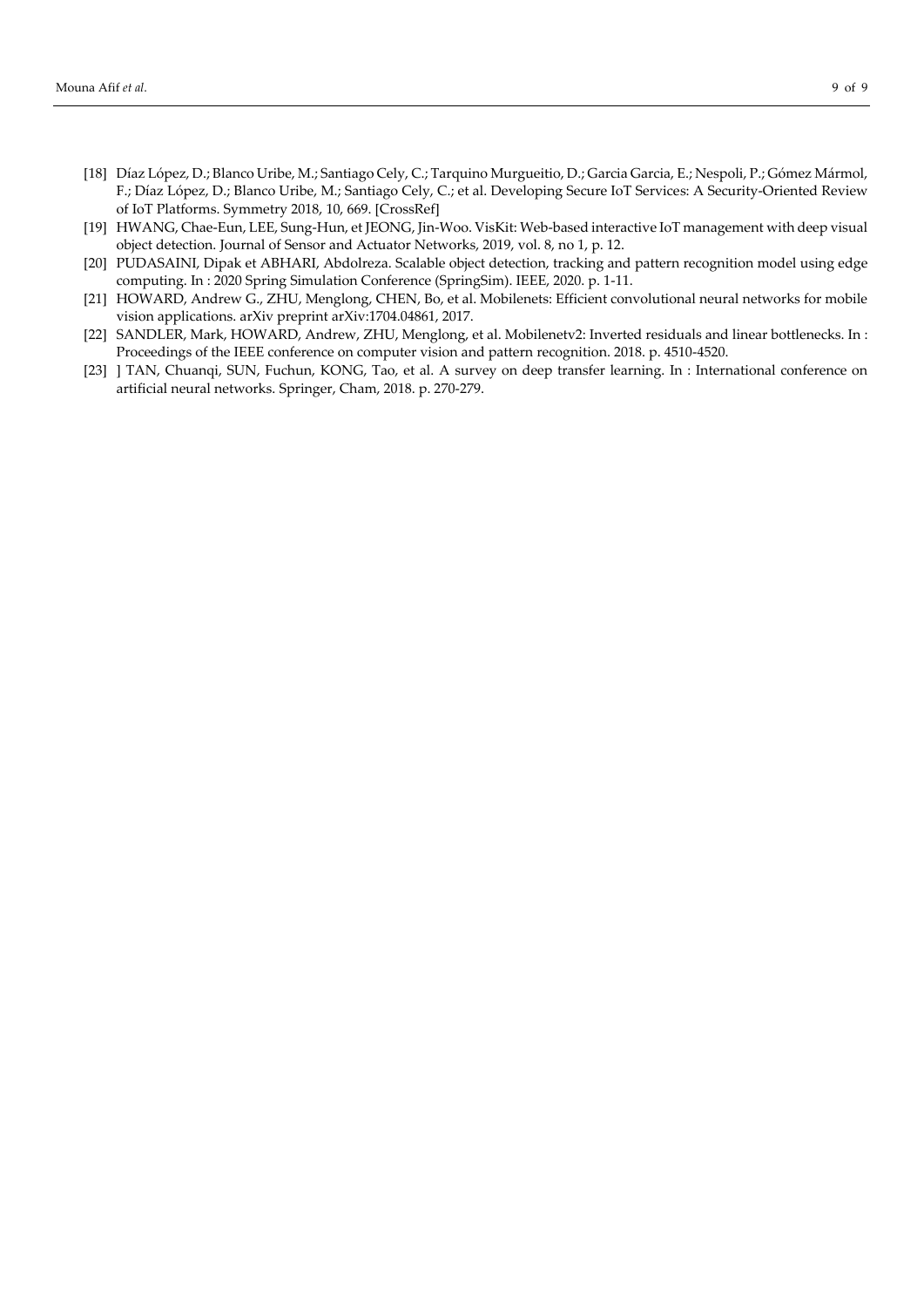[18] Díaz López, D.; Blanco Uribe, M.; Santiago Cely, C.; Tarquino Murgueitio, D.; Garcia Garcia, E.; Nespoli, P.; Gómez Mármol, F.; Díaz López, D.; Blanco Uribe, M.; Santiago Cely, C.; et al. Developing Secure IoT Services: A Security-Oriented Review of IoT Platforms. Symmetry 2018, 10, 669. [CrossRef]

[19] HWANG, Chae-Eun, LEE, Sung-Hun, et JEONG, Jin-Woo. VisKit: Web-based interactive IoT management with deep visual object detection. Journal of Sensor and Actuator Networks, 2019, vol. 8, no 1, p. 12.

[20] PUDASAINI, Dipak et ABHARI, Abdolreza. Scalable object detection, tracking and pattern recognition model using edge computing. In : 2020 Spring Simulation Conference (SpringSim). IEEE, 2020. p. 1-11.

[21] HOWARD, Andrew G., ZHU, Menglong, CHEN, Bo, et al. Mobilenets: Efficient convolutional neural networks for mobile vision applications. arXiv preprint arXiv:1704.04861, 2017.

[22] SANDLER, Mark, HOWARD, Andrew, ZHU, Menglong, et al. Mobilenetv2: Inverted residuals and linear bottlenecks. In : Proceedings of the IEEE conference on computer vision and pattern recognition. 2018. p. 4510-4520.

[23] ] TAN, Chuanqi, SUN, Fuchun, KONG, Tao, et al. A survey on deep transfer learning. In : International conference on artificial neural networks. Springer, Cham, 2018. p. 270-279.